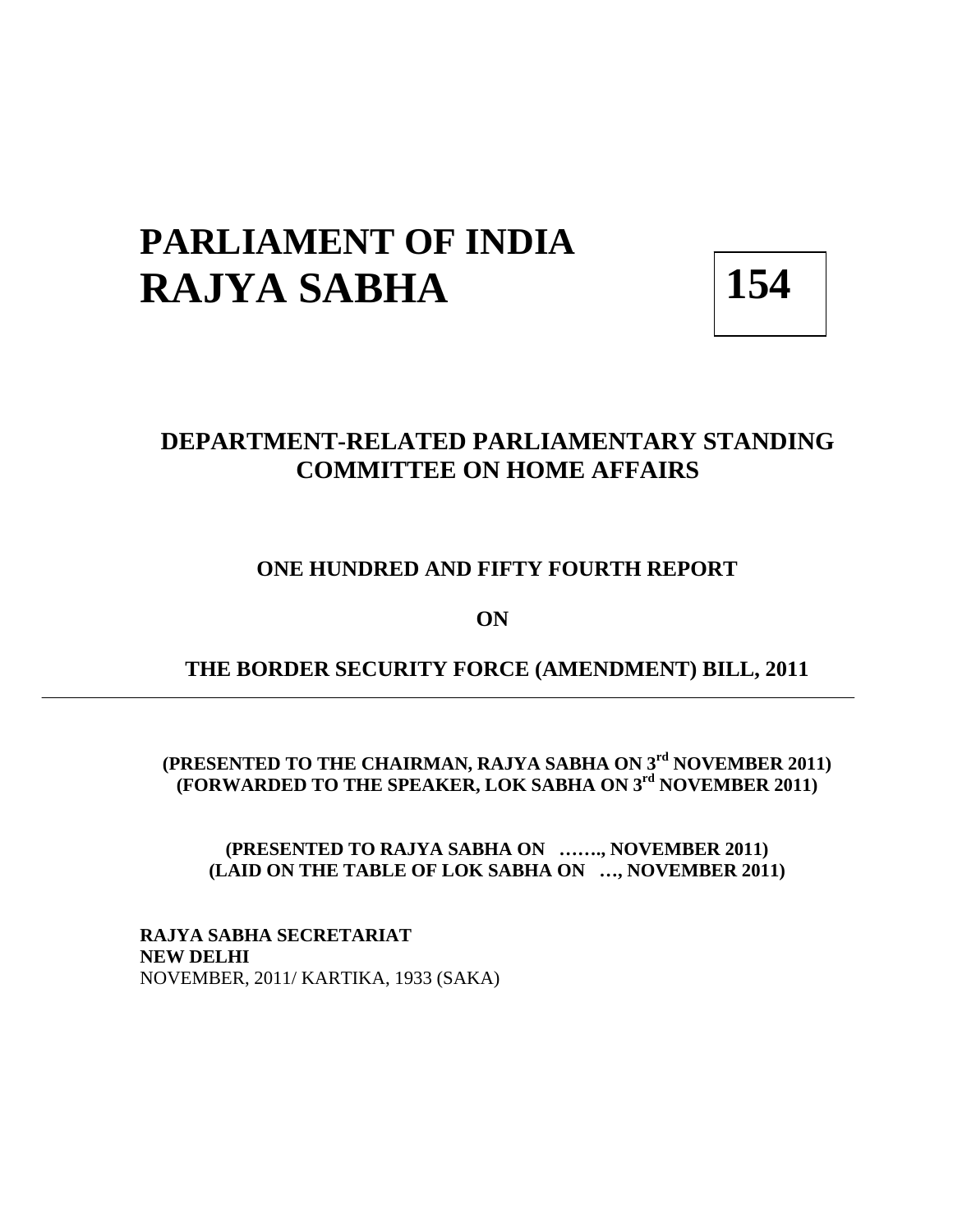# PARLIAMENT OF INDIA
# RAJYA SABHA

**154**

## DEPARTMENT-RELATED PARLIAMENTARY STANDING COMMITTEE ON HOME AFFAIRS

### ONE HUNDRED AND FIFTY FOURTH REPORT

### ON

### THE BORDER SECURITY FORCE (AMENDMENT) BILL, 2011

---

**(PRESENTED TO THE CHAIRMAN, RAJYA SABHA ON 3rd NOVEMBER 2011)**
**(FORWARDED TO THE SPEAKER, LOK SABHA ON 3rd NOVEMBER 2011)**

**(PRESENTED TO RAJYA SABHA ON ……., NOVEMBER 2011)**
**(LAID ON THE TABLE OF LOK SABHA ON …, NOVEMBER 2011)**

**RAJYA SABHA SECRETARIAT**
**NEW DELHI**
NOVEMBER, 2011/ KARTIKA, 1933 (SAKA)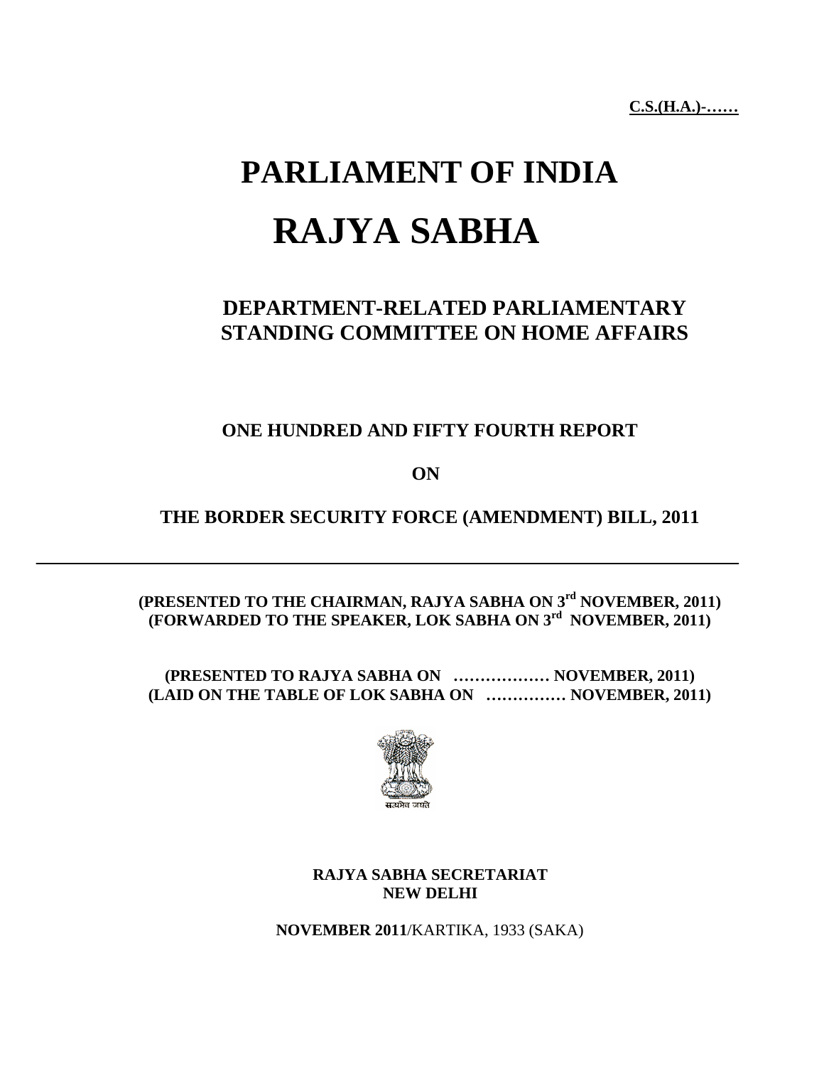**C.S.(H.A.)-……**

# PARLIAMENT OF INDIA

# RAJYA SABHA

## DEPARTMENT-RELATED PARLIAMENTARY STANDING COMMITTEE ON HOME AFFAIRS

### ONE HUNDRED AND FIFTY FOURTH REPORT

### ON

### THE BORDER SECURITY FORCE (AMENDMENT) BILL, 2011

---

**(PRESENTED TO THE CHAIRMAN, RAJYA SABHA ON 3rd NOVEMBER, 2011)**
**(FORWARDED TO THE SPEAKER, LOK SABHA ON 3rd NOVEMBER, 2011)**

**(PRESENTED TO RAJYA SABHA ON ……………… NOVEMBER, 2011)**
**(LAID ON THE TABLE OF LOK SABHA ON …………… NOVEMBER, 2011)**

सत्यमेव जयते

**RAJYA SABHA SECRETARIAT**
**NEW DELHI**

**NOVEMBER 2011**/KARTIKA, 1933 (SAKA)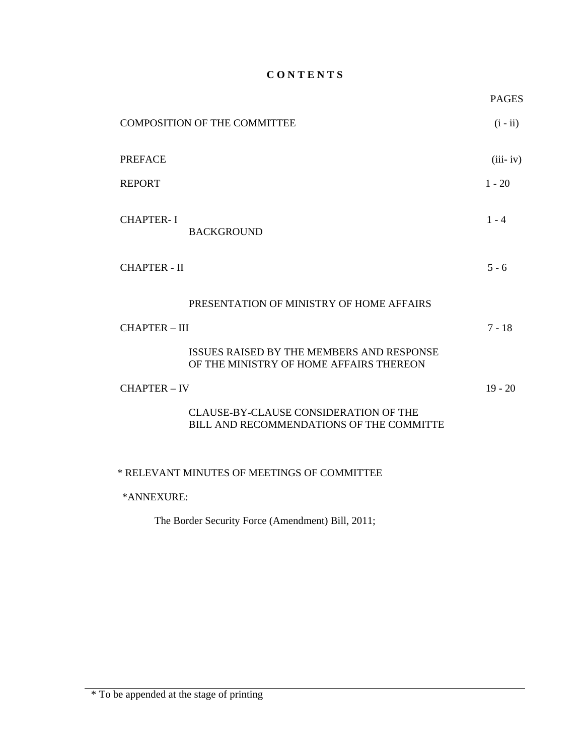# C O N T E N T S

| | PAGES |
|---|---|
| COMPOSITION OF THE COMMITTEE | (i - ii) |
| PREFACE | (iii- iv) |
| REPORT | 1 - 20 |
| CHAPTER- I<br>BACKGROUND | 1 - 4 |
| CHAPTER - II<br>PRESENTATION OF MINISTRY OF HOME AFFAIRS | 5 - 6 |
| CHAPTER – III<br>ISSUES RAISED BY THE MEMBERS AND RESPONSE OF THE MINISTRY OF HOME AFFAIRS THEREON | 7 - 18 |
| CHAPTER – IV<br>CLAUSE-BY-CLAUSE CONSIDERATION OF THE BILL AND RECOMMENDATIONS OF THE COMMITTE | 19 - 20 |

\* RELEVANT MINUTES OF MEETINGS OF COMMITTEE

\*ANNEXURE:

The Border Security Force (Amendment) Bill, 2011;

---

\* To be appended at the stage of printing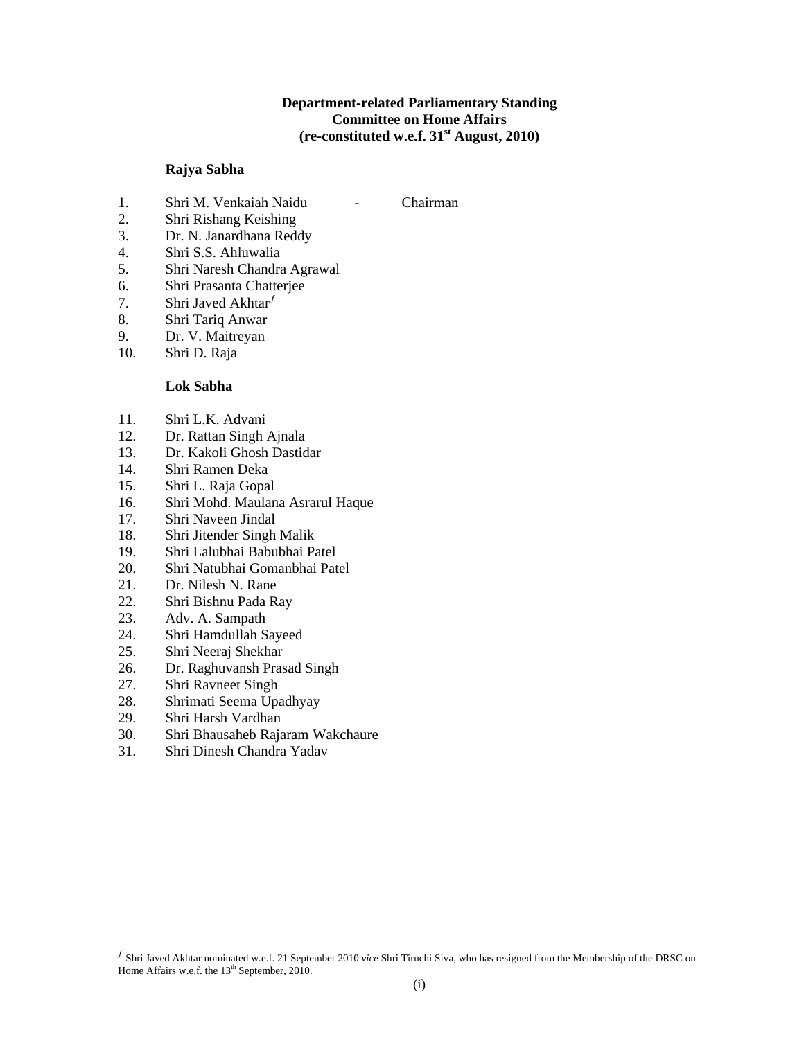**Department-related Parliamentary Standing Committee on Home Affairs (re-constituted w.e.f. 31st August, 2010)**

**Rajya Sabha**

1. Shri M. Venkaiah Naidu - Chairman
2. Shri Rishang Keishing
3. Dr. N. Janardhana Reddy
4. Shri S.S. Ahluwalia
5. Shri Naresh Chandra Agrawal
6. Shri Prasanta Chatterjee
7. Shri Javed Akhtar[ƒ]
8. Shri Tariq Anwar
9. Dr. V. Maitreyan
10. Shri D. Raja

**Lok Sabha**

11. Shri L.K. Advani
12. Dr. Rattan Singh Ajnala
13. Dr. Kakoli Ghosh Dastidar
14. Shri Ramen Deka
15. Shri L. Raja Gopal
16. Shri Mohd. Maulana Asrarul Haque
17. Shri Naveen Jindal
18. Shri Jitender Singh Malik
19. Shri Lalubhai Babubhai Patel
20. Shri Natubhai Gomanbhai Patel
21. Dr. Nilesh N. Rane
22. Shri Bishnu Pada Ray
23. Adv. A. Sampath
24. Shri Hamdullah Sayeed
25. Shri Neeraj Shekhar
26. Dr. Raghuvansh Prasad Singh
27. Shri Ravneet Singh
28. Shrimati Seema Upadhyay
29. Shri Harsh Vardhan
30. Shri Bhausaheb Rajaram Wakchaure
31. Shri Dinesh Chandra Yadav

---

[ƒ] Shri Javed Akhtar nominated w.e.f. 21 September 2010 *vice* Shri Tiruchi Siva, who has resigned from the Membership of the DRSC on Home Affairs w.e.f. the 13th September, 2010.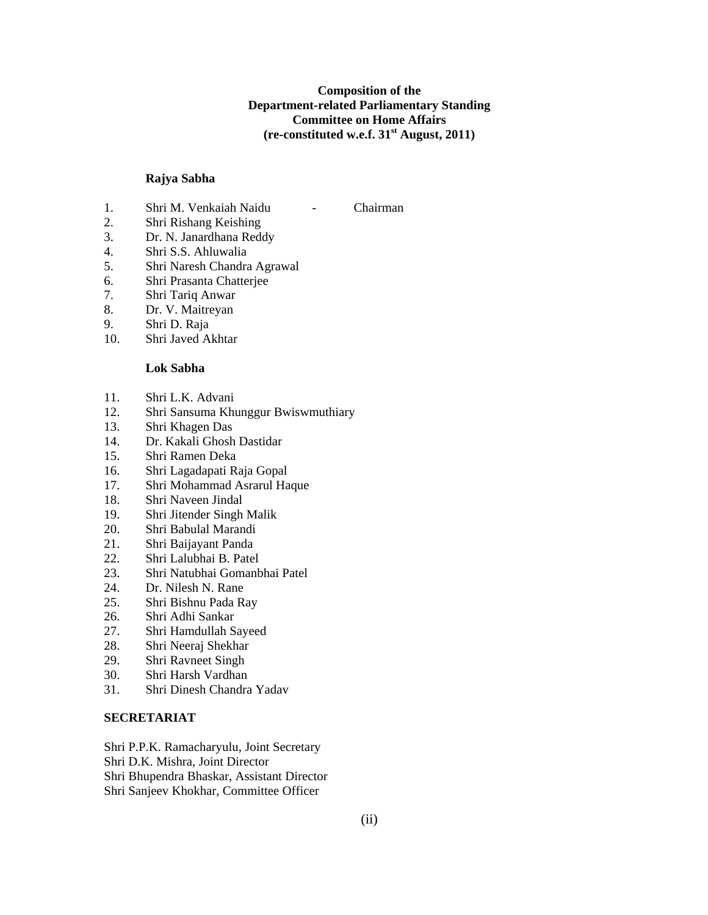**Composition of the**
**Department-related Parliamentary Standing**
**Committee on Home Affairs**
**(re-constituted w.e.f. 31st August, 2011)**

**Rajya Sabha**

1. Shri M. Venkaiah Naidu - Chairman
2. Shri Rishang Keishing
3. Dr. N. Janardhana Reddy
4. Shri S.S. Ahluwalia
5. Shri Naresh Chandra Agrawal
6. Shri Prasanta Chatterjee
7. Shri Tariq Anwar
8. Dr. V. Maitreyan
9. Shri D. Raja
10. Shri Javed Akhtar

**Lok Sabha**

11. Shri L.K. Advani
12. Shri Sansuma Khunggur Bwiswmuthiary
13. Shri Khagen Das
14. Dr. Kakali Ghosh Dastidar
15. Shri Ramen Deka
16. Shri Lagadapati Raja Gopal
17. Shri Mohammad Asrarul Haque
18. Shri Naveen Jindal
19. Shri Jitender Singh Malik
20. Shri Babulal Marandi
21. Shri Baijayant Panda
22. Shri Lalubhai B. Patel
23. Shri Natubhai Gomanbhai Patel
24. Dr. Nilesh N. Rane
25. Shri Bishnu Pada Ray
26. Shri Adhi Sankar
27. Shri Hamdullah Sayeed
28. Shri Neeraj Shekhar
29. Shri Ravneet Singh
30. Shri Harsh Vardhan
31. Shri Dinesh Chandra Yadav

**SECRETARIAT**

Shri P.P.K. Ramacharyulu, Joint Secretary
Shri D.K. Mishra, Joint Director
Shri Bhupendra Bhaskar, Assistant Director
Shri Sanjeev Khokhar, Committee Officer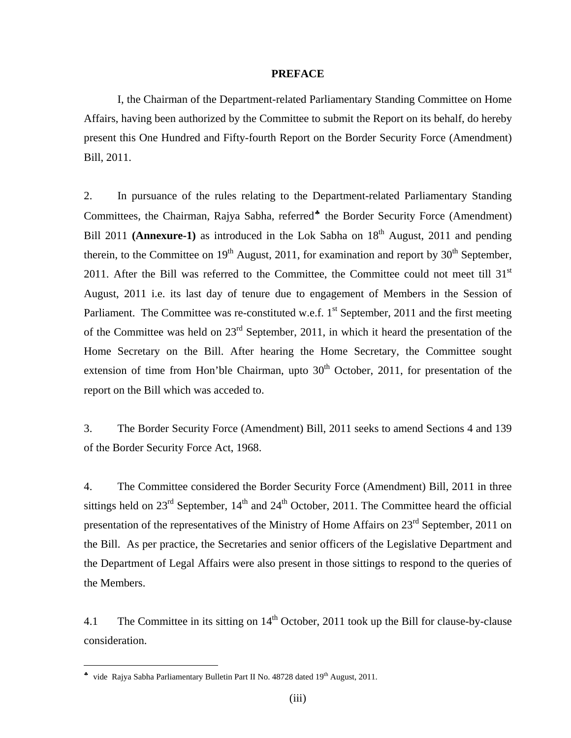# PREFACE

I, the Chairman of the Department-related Parliamentary Standing Committee on Home Affairs, having been authorized by the Committee to submit the Report on its behalf, do hereby present this One Hundred and Fifty-fourth Report on the Border Security Force (Amendment) Bill, 2011.

2. In pursuance of the rules relating to the Department-related Parliamentary Standing Committees, the Chairman, Rajya Sabha, referred♣ the Border Security Force (Amendment) Bill 2011 **(Annexure-1)** as introduced in the Lok Sabha on 18th August, 2011 and pending therein, to the Committee on 19th August, 2011, for examination and report by 30th September, 2011. After the Bill was referred to the Committee, the Committee could not meet till 31st August, 2011 i.e. its last day of tenure due to engagement of Members in the Session of Parliament. The Committee was re-constituted w.e.f. 1st September, 2011 and the first meeting of the Committee was held on 23rd September, 2011, in which it heard the presentation of the Home Secretary on the Bill. After hearing the Home Secretary, the Committee sought extension of time from Hon'ble Chairman, upto 30th October, 2011, for presentation of the report on the Bill which was acceded to.

3. The Border Security Force (Amendment) Bill, 2011 seeks to amend Sections 4 and 139 of the Border Security Force Act, 1968.

4. The Committee considered the Border Security Force (Amendment) Bill, 2011 in three sittings held on 23rd September, 14th and 24th October, 2011. The Committee heard the official presentation of the representatives of the Ministry of Home Affairs on 23rd September, 2011 on the Bill. As per practice, the Secretaries and senior officers of the Legislative Department and the Department of Legal Affairs were also present in those sittings to respond to the queries of the Members.

4.1 The Committee in its sitting on 14th October, 2011 took up the Bill for clause-by-clause consideration.

---

♣ vide Rajya Sabha Parliamentary Bulletin Part II No. 48728 dated 19th August, 2011.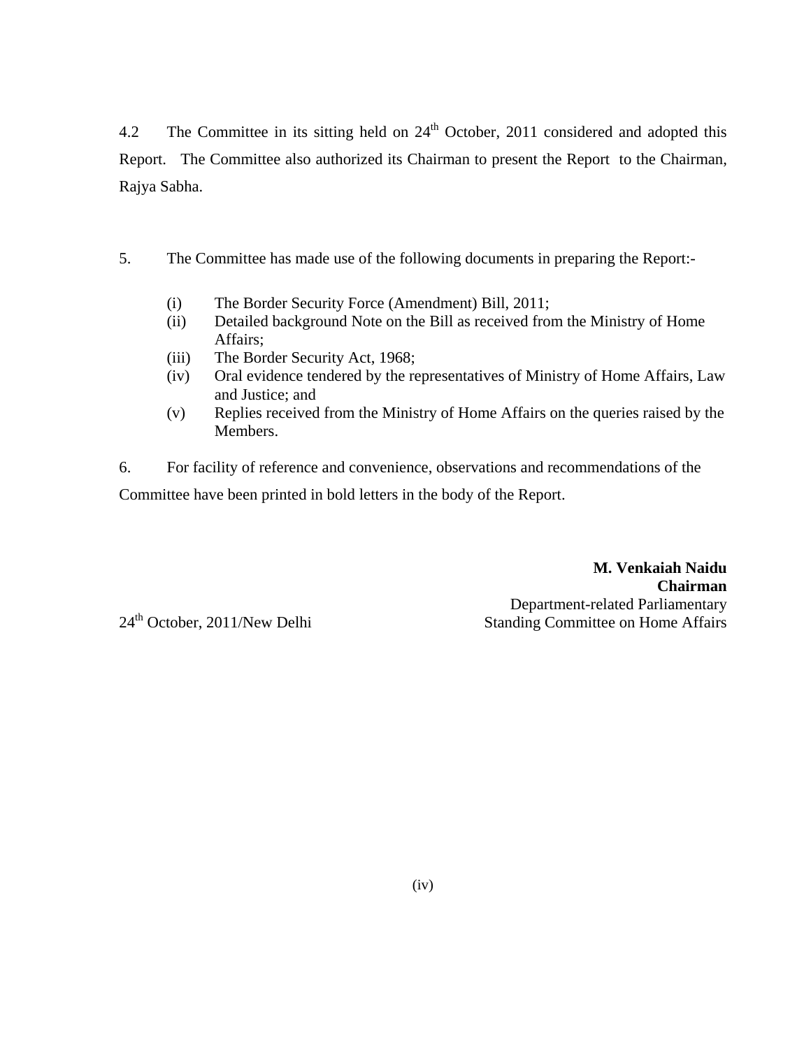4.2 The Committee in its sitting held on 24th October, 2011 considered and adopted this Report. The Committee also authorized its Chairman to present the Report to the Chairman, Rajya Sabha.

5. The Committee has made use of the following documents in preparing the Report:-

(i) The Border Security Force (Amendment) Bill, 2011;
(ii) Detailed background Note on the Bill as received from the Ministry of Home Affairs;
(iii) The Border Security Act, 1968;
(iv) Oral evidence tendered by the representatives of Ministry of Home Affairs, Law and Justice; and
(v) Replies received from the Ministry of Home Affairs on the queries raised by the Members.

6. For facility of reference and convenience, observations and recommendations of the Committee have been printed in bold letters in the body of the Report.

**M. Venkaiah Naidu**
**Chairman**
Department-related Parliamentary
Standing Committee on Home Affairs

24th October, 2011/New Delhi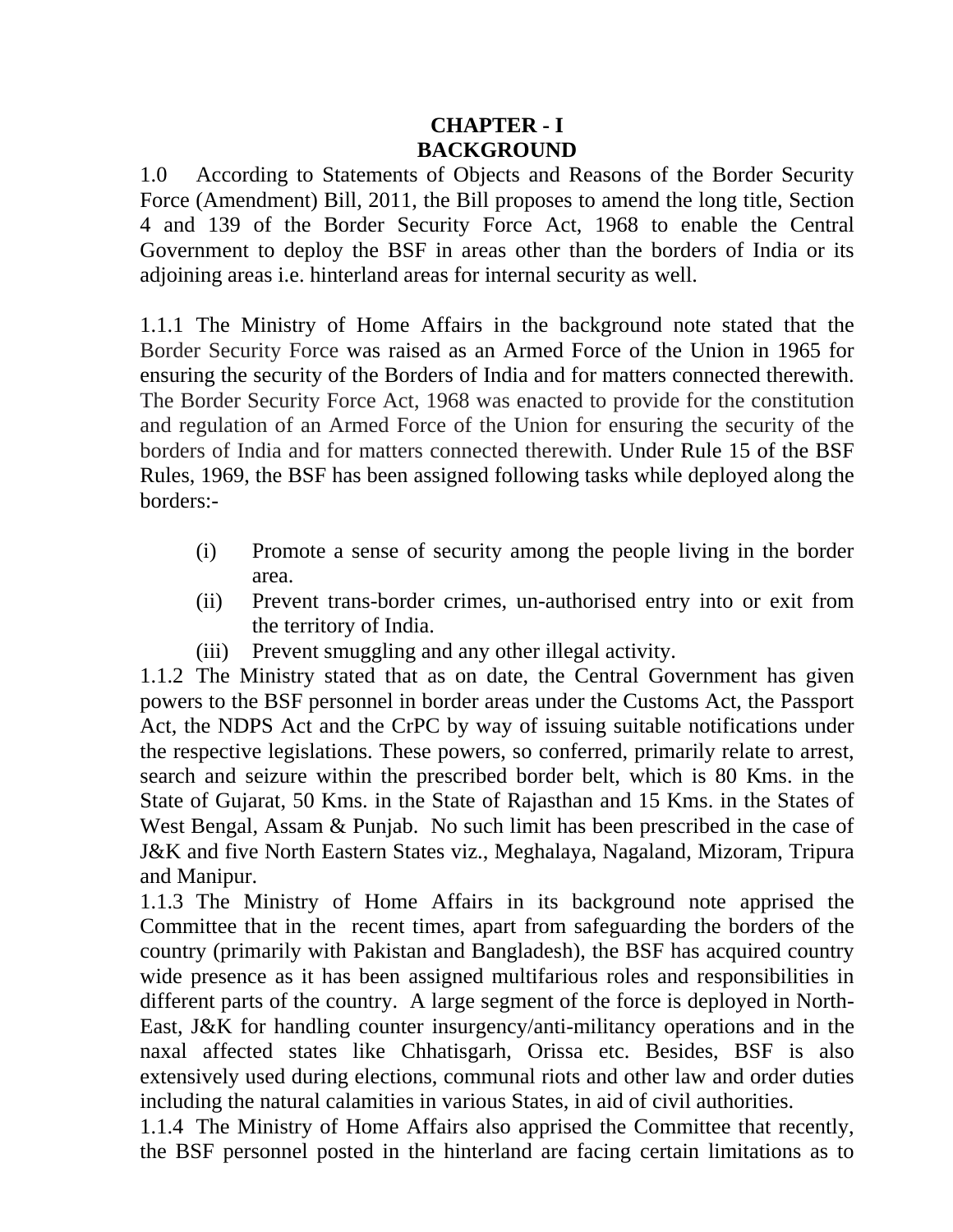# CHAPTER - I
## BACKGROUND

1.0 According to Statements of Objects and Reasons of the Border Security Force (Amendment) Bill, 2011, the Bill proposes to amend the long title, Section 4 and 139 of the Border Security Force Act, 1968 to enable the Central Government to deploy the BSF in areas other than the borders of India or its adjoining areas i.e. hinterland areas for internal security as well.

1.1.1 The Ministry of Home Affairs in the background note stated that the Border Security Force was raised as an Armed Force of the Union in 1965 for ensuring the security of the Borders of India and for matters connected therewith. The Border Security Force Act, 1968 was enacted to provide for the constitution and regulation of an Armed Force of the Union for ensuring the security of the borders of India and for matters connected therewith. Under Rule 15 of the BSF Rules, 1969, the BSF has been assigned following tasks while deployed along the borders:-

(i) Promote a sense of security among the people living in the border area.

(ii) Prevent trans-border crimes, un-authorised entry into or exit from the territory of India.

(iii) Prevent smuggling and any other illegal activity.

1.1.2 The Ministry stated that as on date, the Central Government has given powers to the BSF personnel in border areas under the Customs Act, the Passport Act, the NDPS Act and the CrPC by way of issuing suitable notifications under the respective legislations. These powers, so conferred, primarily relate to arrest, search and seizure within the prescribed border belt, which is 80 Kms. in the State of Gujarat, 50 Kms. in the State of Rajasthan and 15 Kms. in the States of West Bengal, Assam & Punjab. No such limit has been prescribed in the case of J&K and five North Eastern States viz., Meghalaya, Nagaland, Mizoram, Tripura and Manipur.

1.1.3 The Ministry of Home Affairs in its background note apprised the Committee that in the recent times, apart from safeguarding the borders of the country (primarily with Pakistan and Bangladesh), the BSF has acquired country wide presence as it has been assigned multifarious roles and responsibilities in different parts of the country. A large segment of the force is deployed in North-East, J&K for handling counter insurgency/anti-militancy operations and in the naxal affected states like Chhatisgarh, Orissa etc. Besides, BSF is also extensively used during elections, communal riots and other law and order duties including the natural calamities in various States, in aid of civil authorities.

1.1.4 The Ministry of Home Affairs also apprised the Committee that recently, the BSF personnel posted in the hinterland are facing certain limitations as to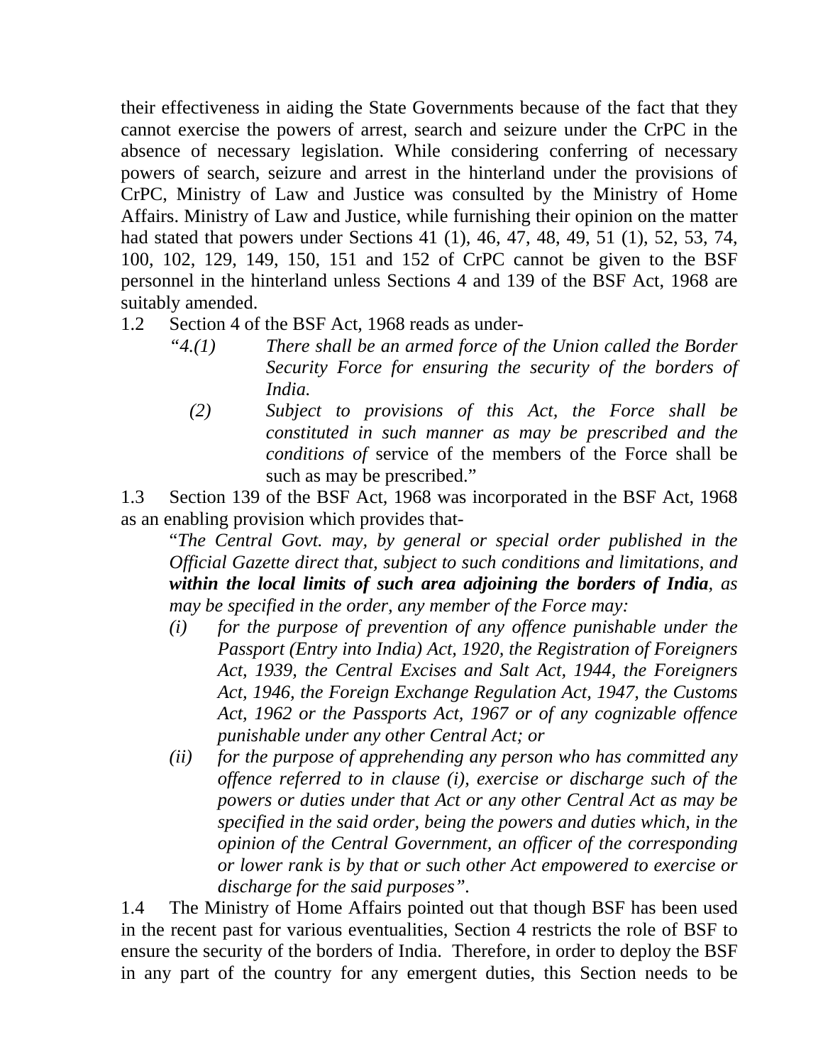their effectiveness in aiding the State Governments because of the fact that they cannot exercise the powers of arrest, search and seizure under the CrPC in the absence of necessary legislation. While considering conferring of necessary powers of search, seizure and arrest in the hinterland under the provisions of CrPC, Ministry of Law and Justice was consulted by the Ministry of Home Affairs. Ministry of Law and Justice, while furnishing their opinion on the matter had stated that powers under Sections 41 (1), 46, 47, 48, 49, 51 (1), 52, 53, 74, 100, 102, 129, 149, 150, 151 and 152 of CrPC cannot be given to the BSF personnel in the hinterland unless Sections 4 and 139 of the BSF Act, 1968 are suitably amended.

1.2 Section 4 of the BSF Act, 1968 reads as under-

> *"4.(1) There shall be an armed force of the Union called the Border Security Force for ensuring the security of the borders of India.*
>
> *(2) Subject to provisions of this Act, the Force shall be constituted in such manner as may be prescribed and the conditions of* service of the members of the Force shall be such as may be prescribed."

1.3 Section 139 of the BSF Act, 1968 was incorporated in the BSF Act, 1968 as an enabling provision which provides that-

> "*The Central Govt. may, by general or special order published in the Official Gazette direct that, subject to such conditions and limitations, and* ***within the local limits of such area adjoining the borders of India****, as may be specified in the order, any member of the Force may:*
>
> *(i) for the purpose of prevention of any offence punishable under the Passport (Entry into India) Act, 1920, the Registration of Foreigners Act, 1939, the Central Excises and Salt Act, 1944, the Foreigners Act, 1946, the Foreign Exchange Regulation Act, 1947, the Customs Act, 1962 or the Passports Act, 1967 or of any cognizable offence punishable under any other Central Act; or*
>
> *(ii) for the purpose of apprehending any person who has committed any offence referred to in clause (i), exercise or discharge such of the powers or duties under that Act or any other Central Act as may be specified in the said order, being the powers and duties which, in the opinion of the Central Government, an officer of the corresponding or lower rank is by that or such other Act empowered to exercise or discharge for the said purposes".*

1.4 The Ministry of Home Affairs pointed out that though BSF has been used in the recent past for various eventualities, Section 4 restricts the role of BSF to ensure the security of the borders of India. Therefore, in order to deploy the BSF in any part of the country for any emergent duties, this Section needs to be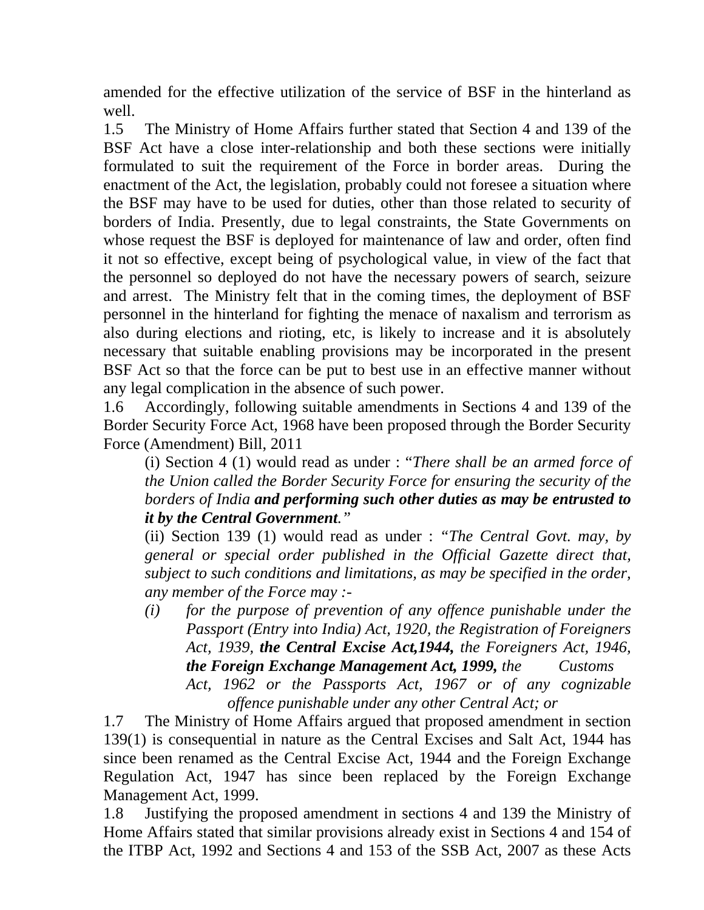amended for the effective utilization of the service of BSF in the hinterland as well.

1.5 The Ministry of Home Affairs further stated that Section 4 and 139 of the BSF Act have a close inter-relationship and both these sections were initially formulated to suit the requirement of the Force in border areas. During the enactment of the Act, the legislation, probably could not foresee a situation where the BSF may have to be used for duties, other than those related to security of borders of India. Presently, due to legal constraints, the State Governments on whose request the BSF is deployed for maintenance of law and order, often find it not so effective, except being of psychological value, in view of the fact that the personnel so deployed do not have the necessary powers of search, seizure and arrest. The Ministry felt that in the coming times, the deployment of BSF personnel in the hinterland for fighting the menace of naxalism and terrorism as also during elections and rioting, etc, is likely to increase and it is absolutely necessary that suitable enabling provisions may be incorporated in the present BSF Act so that the force can be put to best use in an effective manner without any legal complication in the absence of such power.

1.6 Accordingly, following suitable amendments in Sections 4 and 139 of the Border Security Force Act, 1968 have been proposed through the Border Security Force (Amendment) Bill, 2011

> (i) Section 4 (1) would read as under : "*There shall be an armed force of the Union called the Border Security Force for ensuring the security of the borders of India* ***and performing such other duties as may be entrusted to it by the Central Government****.*"
>
> (ii) Section 139 (1) would read as under : "*The Central Govt. may, by general or special order published in the Official Gazette direct that, subject to such conditions and limitations, as may be specified in the order, any member of the Force may :-*
>
> *(i) for the purpose of prevention of any offence punishable under the Passport (Entry into India) Act, 1920, the Registration of Foreigners Act, 1939,* ***the Central Excise Act,1944,*** *the Foreigners Act, 1946,* ***the Foreign Exchange Management Act, 1999,*** *the Customs Act, 1962 or the Passports Act, 1967 or of any cognizable offence punishable under any other Central Act; or*

1.7 The Ministry of Home Affairs argued that proposed amendment in section 139(1) is consequential in nature as the Central Excises and Salt Act, 1944 has since been renamed as the Central Excise Act, 1944 and the Foreign Exchange Regulation Act, 1947 has since been replaced by the Foreign Exchange Management Act, 1999.

1.8 Justifying the proposed amendment in sections 4 and 139 the Ministry of Home Affairs stated that similar provisions already exist in Sections 4 and 154 of the ITBP Act, 1992 and Sections 4 and 153 of the SSB Act, 2007 as these Acts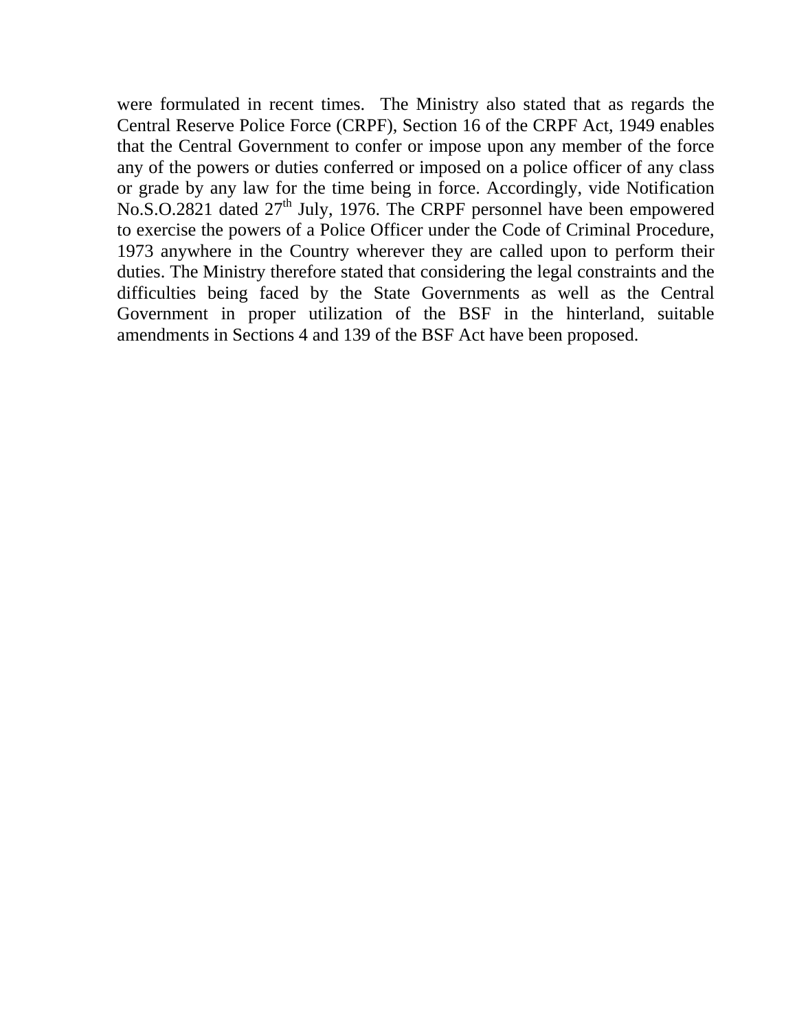were formulated in recent times. The Ministry also stated that as regards the Central Reserve Police Force (CRPF), Section 16 of the CRPF Act, 1949 enables that the Central Government to confer or impose upon any member of the force any of the powers or duties conferred or imposed on a police officer of any class or grade by any law for the time being in force. Accordingly, vide Notification No.S.O.2821 dated 27th July, 1976. The CRPF personnel have been empowered to exercise the powers of a Police Officer under the Code of Criminal Procedure, 1973 anywhere in the Country wherever they are called upon to perform their duties. The Ministry therefore stated that considering the legal constraints and the difficulties being faced by the State Governments as well as the Central Government in proper utilization of the BSF in the hinterland, suitable amendments in Sections 4 and 139 of the BSF Act have been proposed.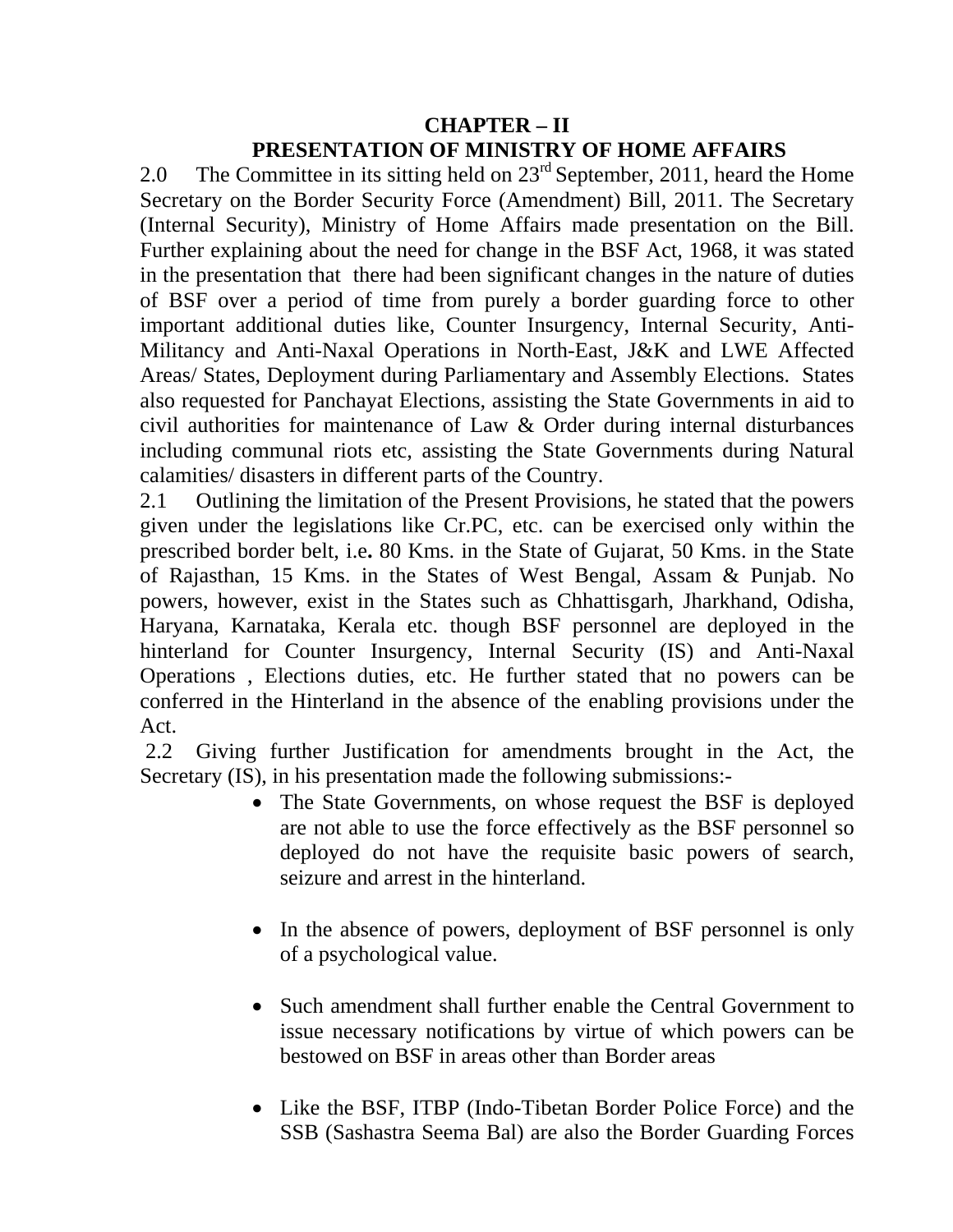# CHAPTER – II

## PRESENTATION OF MINISTRY OF HOME AFFAIRS

2.0 The Committee in its sitting held on 23rd September, 2011, heard the Home Secretary on the Border Security Force (Amendment) Bill, 2011. The Secretary (Internal Security), Ministry of Home Affairs made presentation on the Bill. Further explaining about the need for change in the BSF Act, 1968, it was stated in the presentation that there had been significant changes in the nature of duties of BSF over a period of time from purely a border guarding force to other important additional duties like, Counter Insurgency, Internal Security, Anti-Militancy and Anti-Naxal Operations in North-East, J&K and LWE Affected Areas/ States, Deployment during Parliamentary and Assembly Elections. States also requested for Panchayat Elections, assisting the State Governments in aid to civil authorities for maintenance of Law & Order during internal disturbances including communal riots etc, assisting the State Governments during Natural calamities/ disasters in different parts of the Country.

2.1 Outlining the limitation of the Present Provisions, he stated that the powers given under the legislations like Cr.PC, etc. can be exercised only within the prescribed border belt, i.e**.** 80 Kms. in the State of Gujarat, 50 Kms. in the State of Rajasthan, 15 Kms. in the States of West Bengal, Assam & Punjab. No powers, however, exist in the States such as Chhattisgarh, Jharkhand, Odisha, Haryana, Karnataka, Kerala etc. though BSF personnel are deployed in the hinterland for Counter Insurgency, Internal Security (IS) and Anti-Naxal Operations , Elections duties, etc. He further stated that no powers can be conferred in the Hinterland in the absence of the enabling provisions under the Act.

2.2 Giving further Justification for amendments brought in the Act, the Secretary (IS), in his presentation made the following submissions:-

- The State Governments, on whose request the BSF is deployed are not able to use the force effectively as the BSF personnel so deployed do not have the requisite basic powers of search, seizure and arrest in the hinterland.

- In the absence of powers, deployment of BSF personnel is only of a psychological value.

- Such amendment shall further enable the Central Government to issue necessary notifications by virtue of which powers can be bestowed on BSF in areas other than Border areas

- Like the BSF, ITBP (Indo-Tibetan Border Police Force) and the SSB (Sashastra Seema Bal) are also the Border Guarding Forces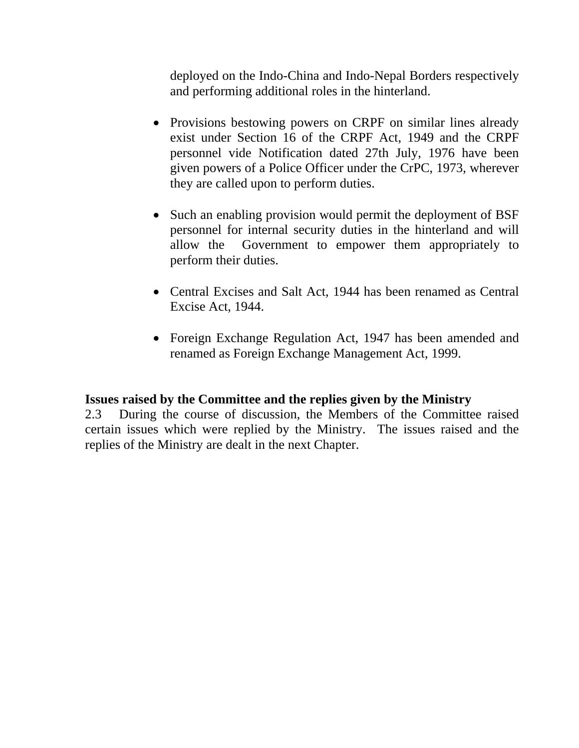deployed on the Indo-China and Indo-Nepal Borders respectively and performing additional roles in the hinterland.

- Provisions bestowing powers on CRPF on similar lines already exist under Section 16 of the CRPF Act, 1949 and the CRPF personnel vide Notification dated 27th July, 1976 have been given powers of a Police Officer under the CrPC, 1973, wherever they are called upon to perform duties.

- Such an enabling provision would permit the deployment of BSF personnel for internal security duties in the hinterland and will allow the Government to empower them appropriately to perform their duties.

- Central Excises and Salt Act, 1944 has been renamed as Central Excise Act, 1944.

- Foreign Exchange Regulation Act, 1947 has been amended and renamed as Foreign Exchange Management Act, 1999.

**Issues raised by the Committee and the replies given by the Ministry**

2.3 During the course of discussion, the Members of the Committee raised certain issues which were replied by the Ministry. The issues raised and the replies of the Ministry are dealt in the next Chapter.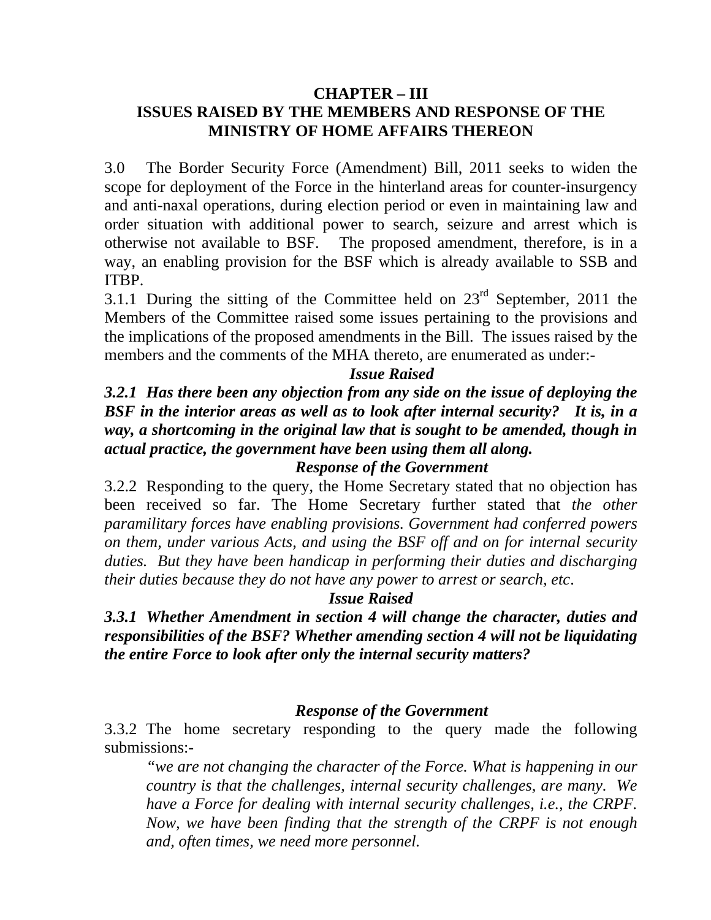## CHAPTER – III
## ISSUES RAISED BY THE MEMBERS AND RESPONSE OF THE MINISTRY OF HOME AFFAIRS THEREON

3.0 The Border Security Force (Amendment) Bill, 2011 seeks to widen the scope for deployment of the Force in the hinterland areas for counter-insurgency and anti-naxal operations, during election period or even in maintaining law and order situation with additional power to search, seizure and arrest which is otherwise not available to BSF. The proposed amendment, therefore, is in a way, an enabling provision for the BSF which is already available to SSB and ITBP.

3.1.1 During the sitting of the Committee held on 23rd September, 2011 the Members of the Committee raised some issues pertaining to the provisions and the implications of the proposed amendments in the Bill. The issues raised by the members and the comments of the MHA thereto, are enumerated as under:-

***Issue Raised***

***3.2.1 Has there been any objection from any side on the issue of deploying the BSF in the interior areas as well as to look after internal security? It is, in a way, a shortcoming in the original law that is sought to be amended, though in actual practice, the government have been using them all along.***

***Response of the Government***

3.2.2 Responding to the query, the Home Secretary stated that no objection has been received so far. The Home Secretary further stated that *the other paramilitary forces have enabling provisions. Government had conferred powers on them, under various Acts, and using the BSF off and on for internal security duties. But they have been handicap in performing their duties and discharging their duties because they do not have any power to arrest or search, etc*.

***Issue Raised***

***3.3.1 Whether Amendment in section 4 will change the character, duties and responsibilities of the BSF? Whether amending section 4 will not be liquidating the entire Force to look after only the internal security matters?***

***Response of the Government***

3.3.2 The home secretary responding to the query made the following submissions:-

> *"we are not changing the character of the Force. What is happening in our country is that the challenges, internal security challenges, are many. We have a Force for dealing with internal security challenges, i.e., the CRPF. Now, we have been finding that the strength of the CRPF is not enough and, often times, we need more personnel.*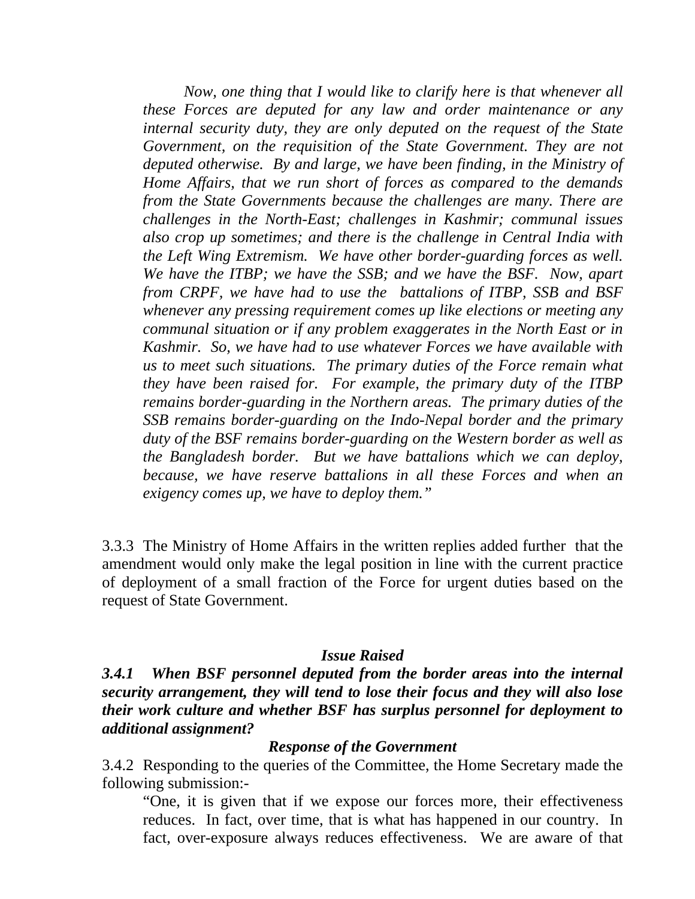*Now, one thing that I would like to clarify here is that whenever all these Forces are deputed for any law and order maintenance or any internal security duty, they are only deputed on the request of the State Government, on the requisition of the State Government. They are not deputed otherwise. By and large, we have been finding, in the Ministry of Home Affairs, that we run short of forces as compared to the demands from the State Governments because the challenges are many. There are challenges in the North-East; challenges in Kashmir; communal issues also crop up sometimes; and there is the challenge in Central India with the Left Wing Extremism. We have other border-guarding forces as well. We have the ITBP; we have the SSB; and we have the BSF. Now, apart from CRPF, we have had to use the battalions of ITBP, SSB and BSF whenever any pressing requirement comes up like elections or meeting any communal situation or if any problem exaggerates in the North East or in Kashmir. So, we have had to use whatever Forces we have available with us to meet such situations. The primary duties of the Force remain what they have been raised for. For example, the primary duty of the ITBP remains border-guarding in the Northern areas. The primary duties of the SSB remains border-guarding on the Indo-Nepal border and the primary duty of the BSF remains border-guarding on the Western border as well as the Bangladesh border. But we have battalions which we can deploy, because, we have reserve battalions in all these Forces and when an exigency comes up, we have to deploy them."*

3.3.3 The Ministry of Home Affairs in the written replies added further that the amendment would only make the legal position in line with the current practice of deployment of a small fraction of the Force for urgent duties based on the request of State Government.

***Issue Raised***

***3.4.1 When BSF personnel deputed from the border areas into the internal security arrangement, they will tend to lose their focus and they will also lose their work culture and whether BSF has surplus personnel for deployment to additional assignment?***

***Response of the Government***

3.4.2 Responding to the queries of the Committee, the Home Secretary made the following submission:-

"One, it is given that if we expose our forces more, their effectiveness reduces. In fact, over time, that is what has happened in our country. In fact, over-exposure always reduces effectiveness. We are aware of that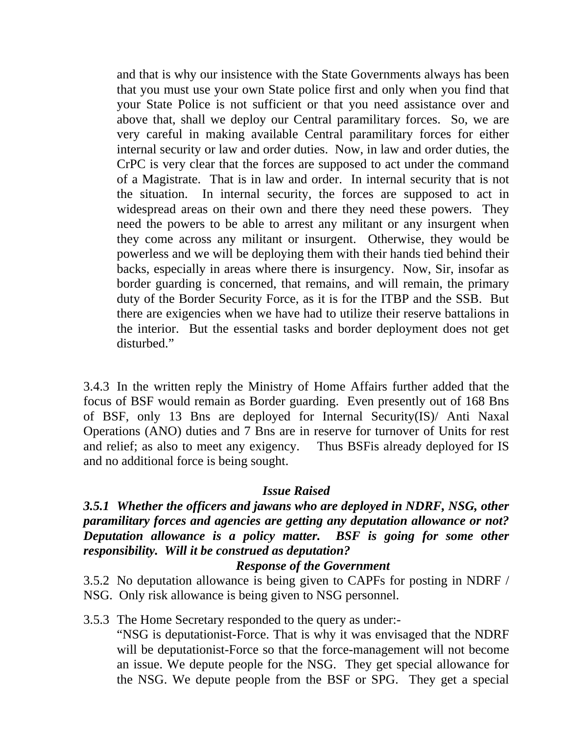and that is why our insistence with the State Governments always has been that you must use your own State police first and only when you find that your State Police is not sufficient or that you need assistance over and above that, shall we deploy our Central paramilitary forces. So, we are very careful in making available Central paramilitary forces for either internal security or law and order duties. Now, in law and order duties, the CrPC is very clear that the forces are supposed to act under the command of a Magistrate. That is in law and order. In internal security that is not the situation. In internal security, the forces are supposed to act in widespread areas on their own and there they need these powers. They need the powers to be able to arrest any militant or any insurgent when they come across any militant or insurgent. Otherwise, they would be powerless and we will be deploying them with their hands tied behind their backs, especially in areas where there is insurgency. Now, Sir, insofar as border guarding is concerned, that remains, and will remain, the primary duty of the Border Security Force, as it is for the ITBP and the SSB. But there are exigencies when we have had to utilize their reserve battalions in the interior. But the essential tasks and border deployment does not get disturbed."

3.4.3 In the written reply the Ministry of Home Affairs further added that the focus of BSF would remain as Border guarding. Even presently out of 168 Bns of BSF, only 13 Bns are deployed for Internal Security(IS)/ Anti Naxal Operations (ANO) duties and 7 Bns are in reserve for turnover of Units for rest and relief; as also to meet any exigency. Thus BSFis already deployed for IS and no additional force is being sought.

***Issue Raised***

***3.5.1 Whether the officers and jawans who are deployed in NDRF, NSG, other paramilitary forces and agencies are getting any deputation allowance or not? Deputation allowance is a policy matter. BSF is going for some other responsibility. Will it be construed as deputation?***

***Response of the Government***

3.5.2 No deputation allowance is being given to CAPFs for posting in NDRF / NSG. Only risk allowance is being given to NSG personnel.

3.5.3 The Home Secretary responded to the query as under:-

"NSG is deputationist-Force. That is why it was envisaged that the NDRF will be deputationist-Force so that the force-management will not become an issue. We depute people for the NSG. They get special allowance for the NSG. We depute people from the BSF or SPG. They get a special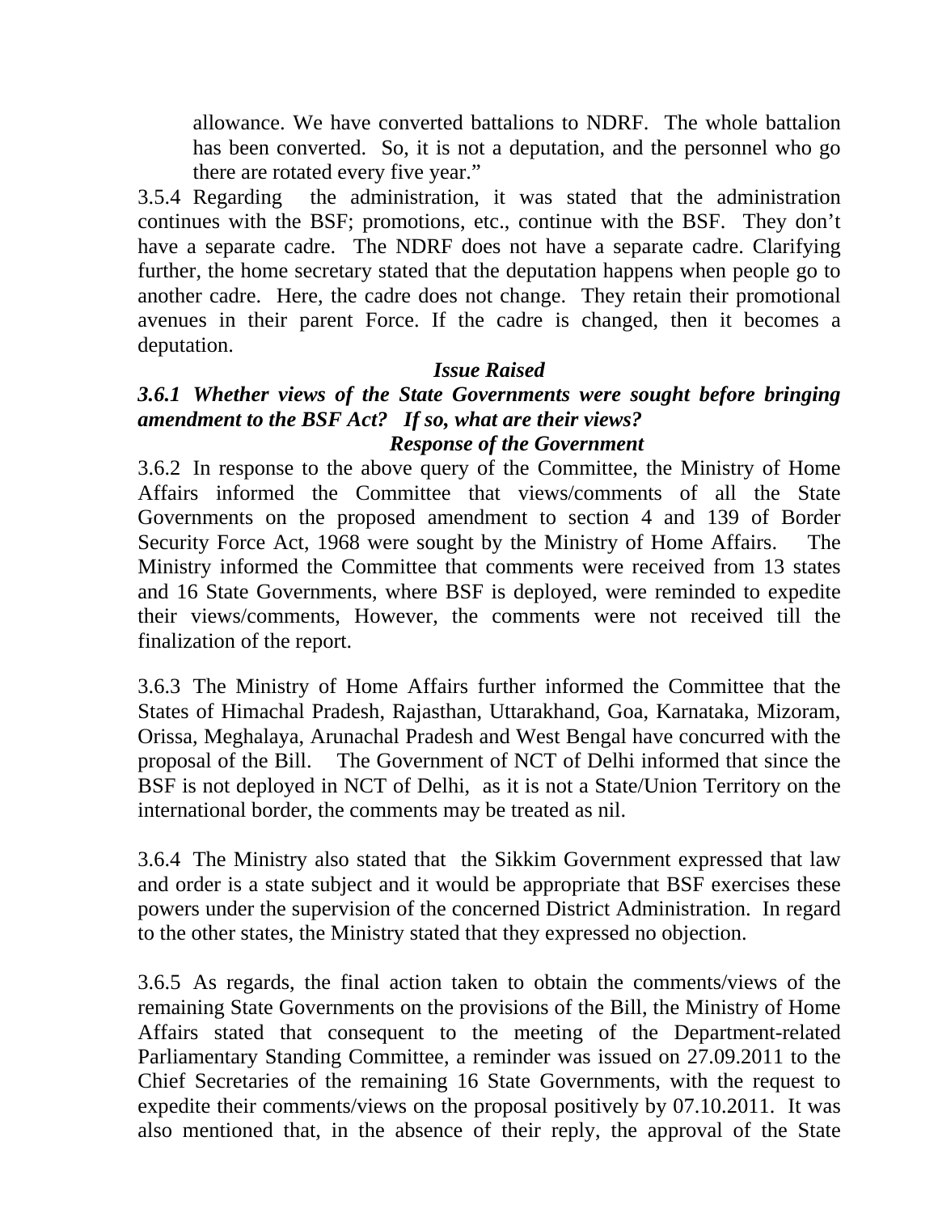allowance. We have converted battalions to NDRF. The whole battalion has been converted. So, it is not a deputation, and the personnel who go there are rotated every five year."

3.5.4 Regarding the administration, it was stated that the administration continues with the BSF; promotions, etc., continue with the BSF. They don't have a separate cadre. The NDRF does not have a separate cadre. Clarifying further, the home secretary stated that the deputation happens when people go to another cadre. Here, the cadre does not change. They retain their promotional avenues in their parent Force. If the cadre is changed, then it becomes a deputation.

***Issue Raised***

***3.6.1 Whether views of the State Governments were sought before bringing amendment to the BSF Act? If so, what are their views?***

***Response of the Government***

3.6.2 In response to the above query of the Committee, the Ministry of Home Affairs informed the Committee that views/comments of all the State Governments on the proposed amendment to section 4 and 139 of Border Security Force Act, 1968 were sought by the Ministry of Home Affairs. The Ministry informed the Committee that comments were received from 13 states and 16 State Governments, where BSF is deployed, were reminded to expedite their views/comments, However, the comments were not received till the finalization of the report.

3.6.3 The Ministry of Home Affairs further informed the Committee that the States of Himachal Pradesh, Rajasthan, Uttarakhand, Goa, Karnataka, Mizoram, Orissa, Meghalaya, Arunachal Pradesh and West Bengal have concurred with the proposal of the Bill. The Government of NCT of Delhi informed that since the BSF is not deployed in NCT of Delhi, as it is not a State/Union Territory on the international border, the comments may be treated as nil.

3.6.4 The Ministry also stated that the Sikkim Government expressed that law and order is a state subject and it would be appropriate that BSF exercises these powers under the supervision of the concerned District Administration. In regard to the other states, the Ministry stated that they expressed no objection.

3.6.5 As regards, the final action taken to obtain the comments/views of the remaining State Governments on the provisions of the Bill, the Ministry of Home Affairs stated that consequent to the meeting of the Department-related Parliamentary Standing Committee, a reminder was issued on 27.09.2011 to the Chief Secretaries of the remaining 16 State Governments, with the request to expedite their comments/views on the proposal positively by 07.10.2011. It was also mentioned that, in the absence of their reply, the approval of the State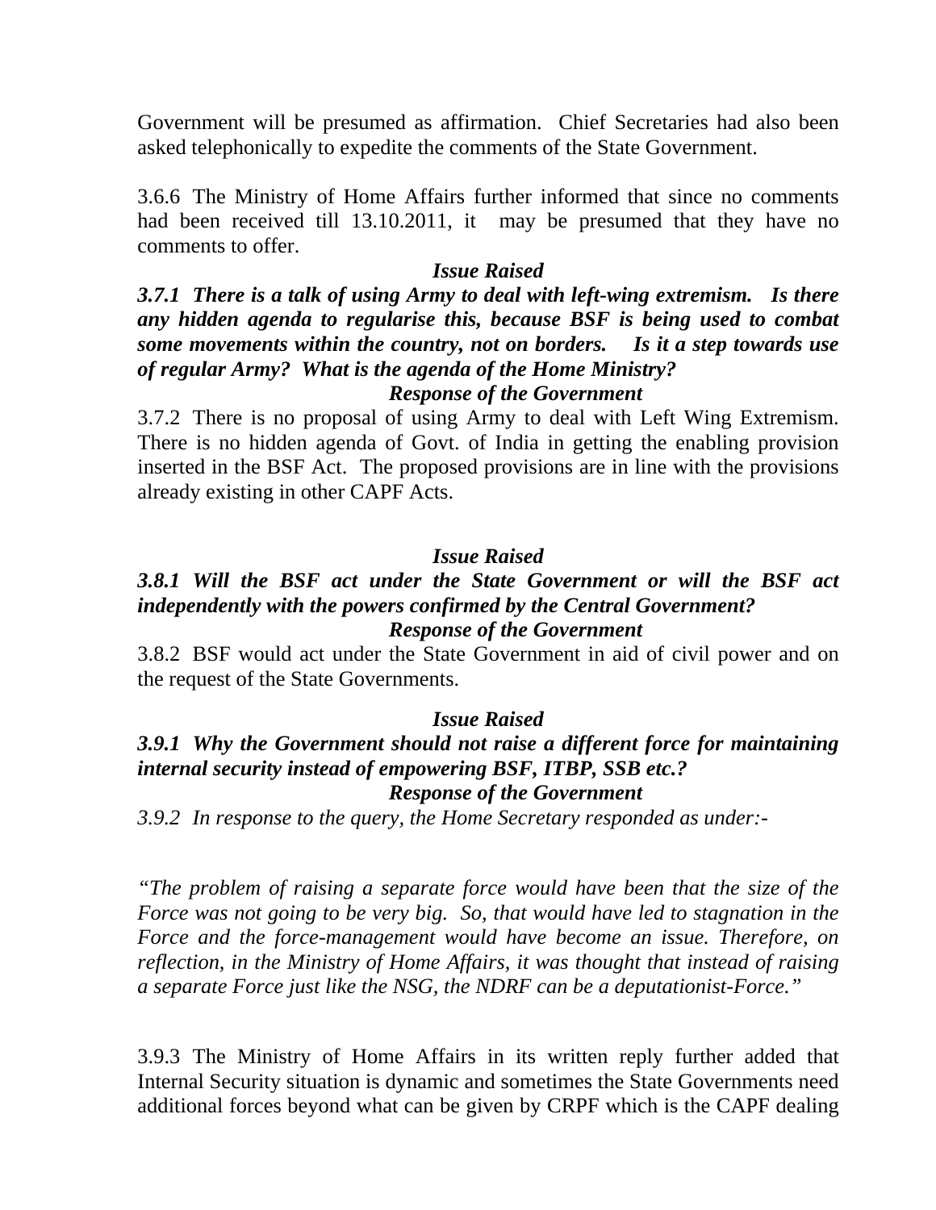Government will be presumed as affirmation. Chief Secretaries had also been asked telephonically to expedite the comments of the State Government.

3.6.6 The Ministry of Home Affairs further informed that since no comments had been received till 13.10.2011, it may be presumed that they have no comments to offer.

***Issue Raised***

***3.7.1 There is a talk of using Army to deal with left-wing extremism. Is there any hidden agenda to regularise this, because BSF is being used to combat some movements within the country, not on borders. Is it a step towards use of regular Army? What is the agenda of the Home Ministry?***

***Response of the Government***

3.7.2 There is no proposal of using Army to deal with Left Wing Extremism. There is no hidden agenda of Govt. of India in getting the enabling provision inserted in the BSF Act. The proposed provisions are in line with the provisions already existing in other CAPF Acts.

***Issue Raised***

***3.8.1 Will the BSF act under the State Government or will the BSF act independently with the powers confirmed by the Central Government?***

***Response of the Government***

3.8.2 BSF would act under the State Government in aid of civil power and on the request of the State Governments.

***Issue Raised***

***3.9.1 Why the Government should not raise a different force for maintaining internal security instead of empowering BSF, ITBP, SSB etc.?***

***Response of the Government***

*3.9.2 In response to the query, the Home Secretary responded as under:-*

*"The problem of raising a separate force would have been that the size of the Force was not going to be very big. So, that would have led to stagnation in the Force and the force-management would have become an issue. Therefore, on reflection, in the Ministry of Home Affairs, it was thought that instead of raising a separate Force just like the NSG, the NDRF can be a deputationist-Force."*

3.9.3 The Ministry of Home Affairs in its written reply further added that Internal Security situation is dynamic and sometimes the State Governments need additional forces beyond what can be given by CRPF which is the CAPF dealing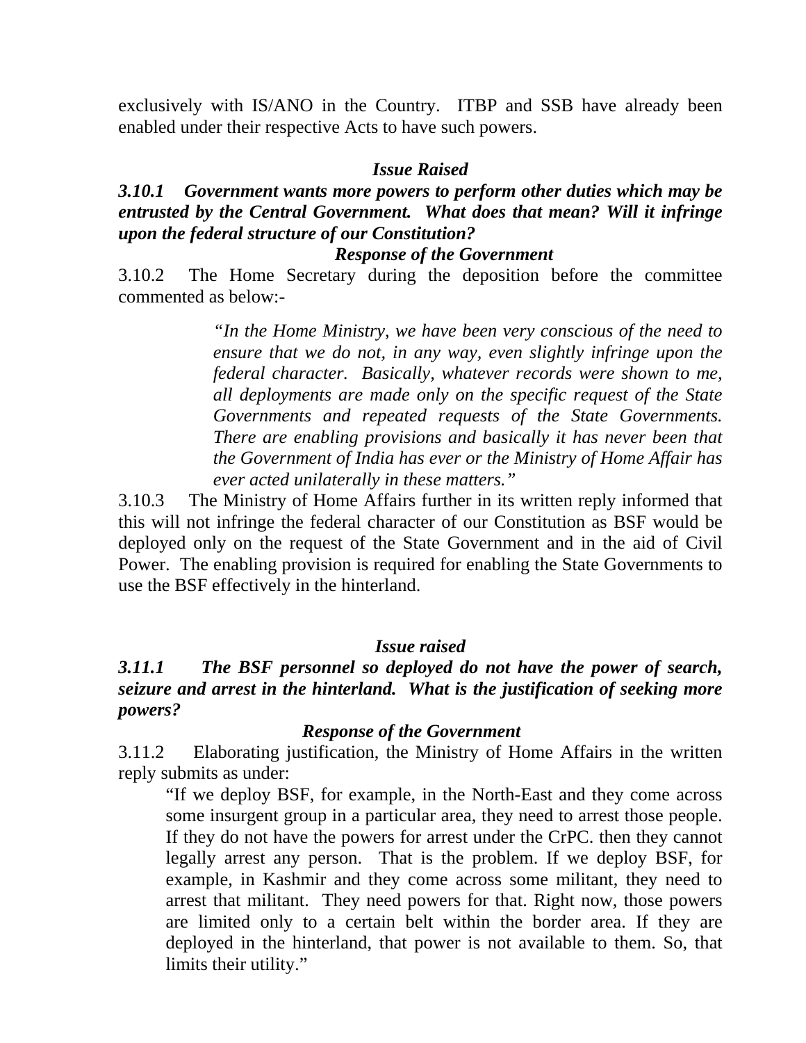exclusively with IS/ANO in the Country. ITBP and SSB have already been enabled under their respective Acts to have such powers.

***Issue Raised***

***3.10.1 Government wants more powers to perform other duties which may be entrusted by the Central Government. What does that mean? Will it infringe upon the federal structure of our Constitution?***

***Response of the Government***

3.10.2 The Home Secretary during the deposition before the committee commented as below:-

> *"In the Home Ministry, we have been very conscious of the need to ensure that we do not, in any way, even slightly infringe upon the federal character. Basically, whatever records were shown to me, all deployments are made only on the specific request of the State Governments and repeated requests of the State Governments. There are enabling provisions and basically it has never been that the Government of India has ever or the Ministry of Home Affair has ever acted unilaterally in these matters."*

3.10.3 The Ministry of Home Affairs further in its written reply informed that this will not infringe the federal character of our Constitution as BSF would be deployed only on the request of the State Government and in the aid of Civil Power. The enabling provision is required for enabling the State Governments to use the BSF effectively in the hinterland.

***Issue raised***

***3.11.1 The BSF personnel so deployed do not have the power of search, seizure and arrest in the hinterland. What is the justification of seeking more powers?***

***Response of the Government***

3.11.2 Elaborating justification, the Ministry of Home Affairs in the written reply submits as under:

> "If we deploy BSF, for example, in the North-East and they come across some insurgent group in a particular area, they need to arrest those people. If they do not have the powers for arrest under the CrPC. then they cannot legally arrest any person. That is the problem. If we deploy BSF, for example, in Kashmir and they come across some militant, they need to arrest that militant. They need powers for that. Right now, those powers are limited only to a certain belt within the border area. If they are deployed in the hinterland, that power is not available to them. So, that limits their utility."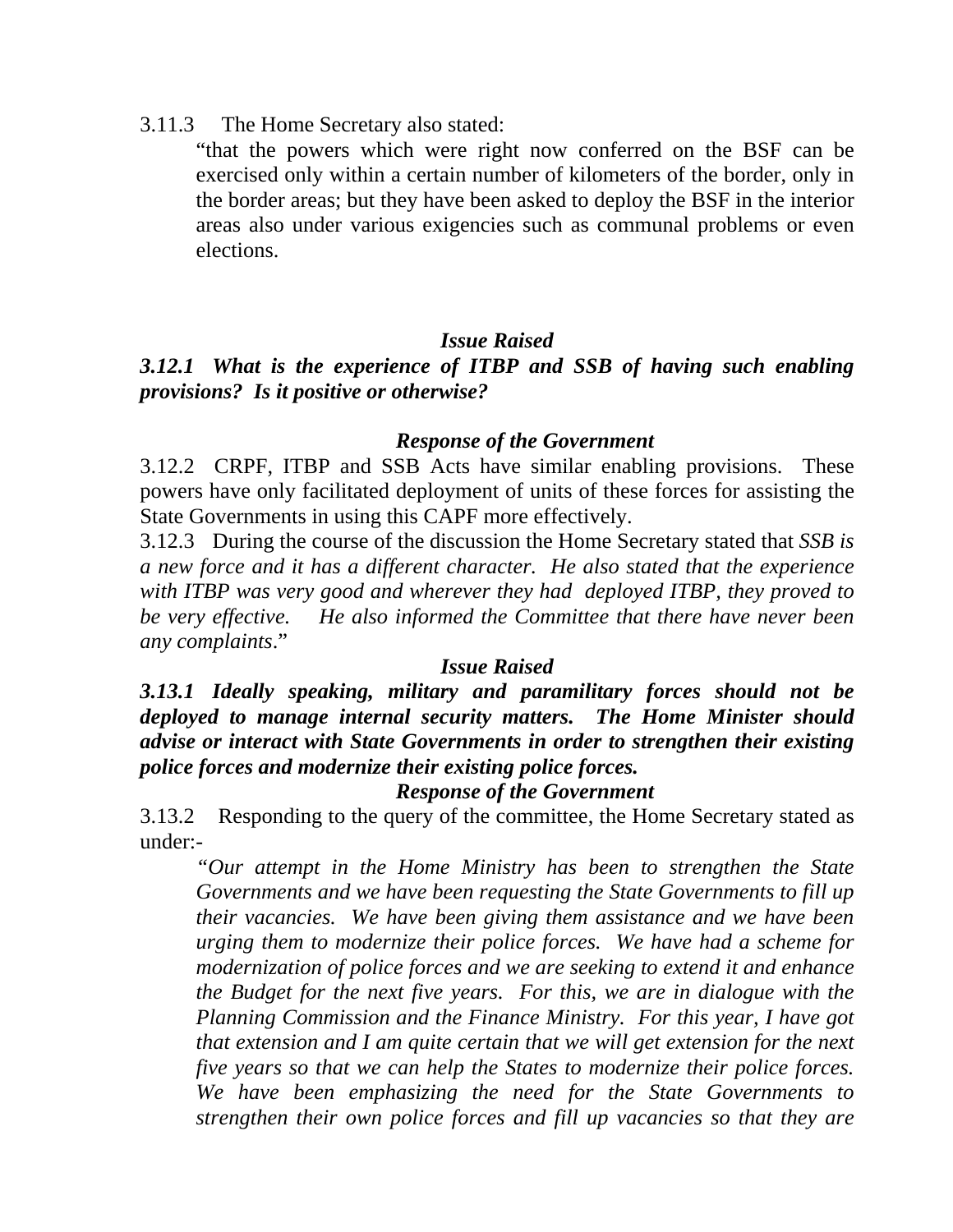3.11.3 The Home Secretary also stated:

> "that the powers which were right now conferred on the BSF can be exercised only within a certain number of kilometers of the border, only in the border areas; but they have been asked to deploy the BSF in the interior areas also under various exigencies such as communal problems or even elections.

***Issue Raised***

***3.12.1 What is the experience of ITBP and SSB of having such enabling provisions? Is it positive or otherwise?***

***Response of the Government***

3.12.2 CRPF, ITBP and SSB Acts have similar enabling provisions. These powers have only facilitated deployment of units of these forces for assisting the State Governments in using this CAPF more effectively.

3.12.3 During the course of the discussion the Home Secretary stated that *SSB is a new force and it has a different character. He also stated that the experience with ITBP was very good and wherever they had deployed ITBP, they proved to be very effective. He also informed the Committee that there have never been any complaints*."

***Issue Raised***

***3.13.1 Ideally speaking, military and paramilitary forces should not be deployed to manage internal security matters. The Home Minister should advise or interact with State Governments in order to strengthen their existing police forces and modernize their existing police forces.***

***Response of the Government***

3.13.2 Responding to the query of the committee, the Home Secretary stated as under:-

> *"Our attempt in the Home Ministry has been to strengthen the State Governments and we have been requesting the State Governments to fill up their vacancies. We have been giving them assistance and we have been urging them to modernize their police forces. We have had a scheme for modernization of police forces and we are seeking to extend it and enhance the Budget for the next five years. For this, we are in dialogue with the Planning Commission and the Finance Ministry. For this year, I have got that extension and I am quite certain that we will get extension for the next five years so that we can help the States to modernize their police forces. We have been emphasizing the need for the State Governments to strengthen their own police forces and fill up vacancies so that they are*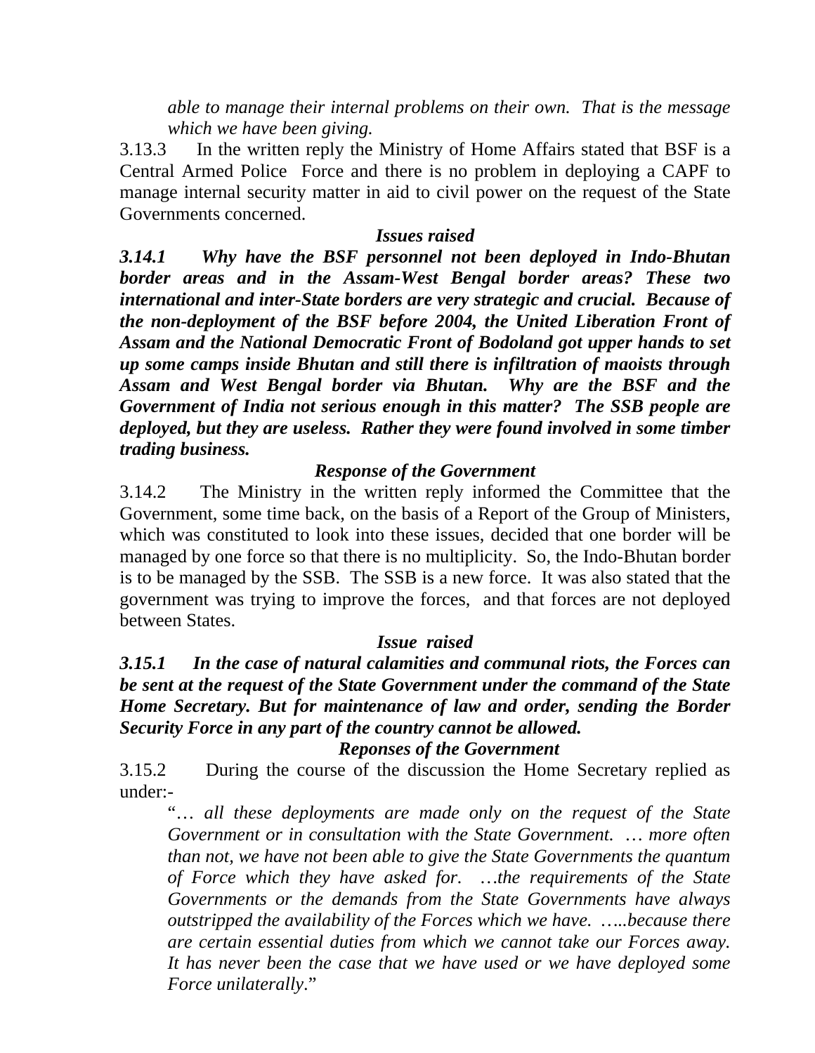*able to manage their internal problems on their own. That is the message which we have been giving.*

3.13.3 In the written reply the Ministry of Home Affairs stated that BSF is a Central Armed Police Force and there is no problem in deploying a CAPF to manage internal security matter in aid to civil power on the request of the State Governments concerned.

***Issues raised***

***3.14.1 Why have the BSF personnel not been deployed in Indo-Bhutan border areas and in the Assam-West Bengal border areas? These two international and inter-State borders are very strategic and crucial. Because of the non-deployment of the BSF before 2004, the United Liberation Front of Assam and the National Democratic Front of Bodoland got upper hands to set up some camps inside Bhutan and still there is infiltration of maoists through Assam and West Bengal border via Bhutan. Why are the BSF and the Government of India not serious enough in this matter? The SSB people are deployed, but they are useless. Rather they were found involved in some timber trading business.***

***Response of the Government***

3.14.2 The Ministry in the written reply informed the Committee that the Government, some time back, on the basis of a Report of the Group of Ministers, which was constituted to look into these issues, decided that one border will be managed by one force so that there is no multiplicity. So, the Indo-Bhutan border is to be managed by the SSB. The SSB is a new force. It was also stated that the government was trying to improve the forces, and that forces are not deployed between States.

***Issue raised***

***3.15.1 In the case of natural calamities and communal riots, the Forces can be sent at the request of the State Government under the command of the State Home Secretary. But for maintenance of law and order, sending the Border Security Force in any part of the country cannot be allowed.***

***Reponses of the Government***

3.15.2 During the course of the discussion the Home Secretary replied as under:-

"*… all these deployments are made only on the request of the State Government or in consultation with the State Government. … more often than not, we have not been able to give the State Governments the quantum of Force which they have asked for. …the requirements of the State Governments or the demands from the State Governments have always outstripped the availability of the Forces which we have. …..because there are certain essential duties from which we cannot take our Forces away. It has never been the case that we have used or we have deployed some Force unilaterally*."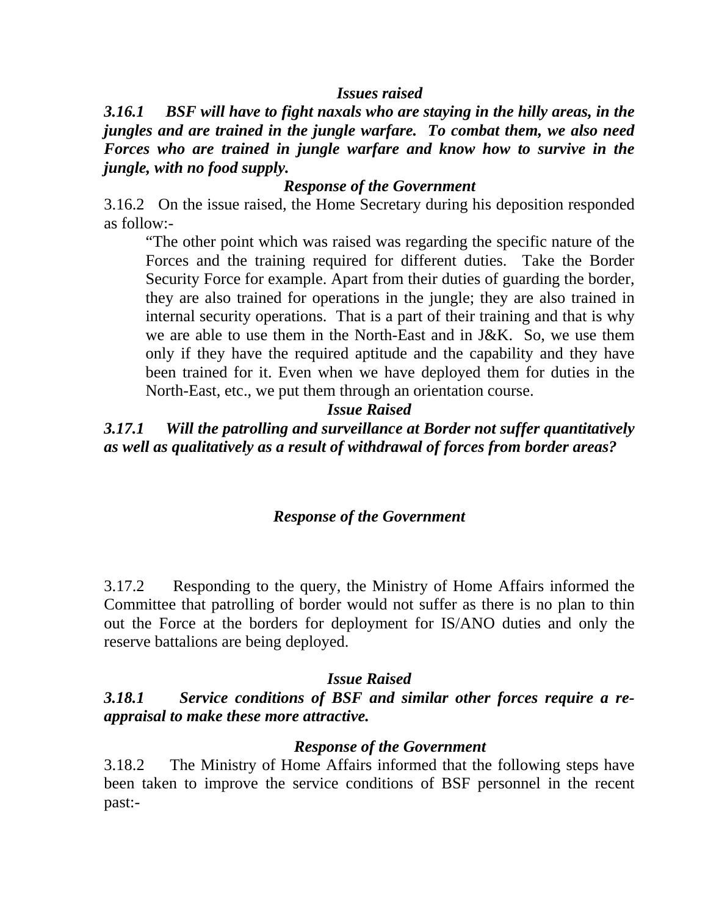*Issues raised*

***3.16.1 BSF will have to fight naxals who are staying in the hilly areas, in the jungles and are trained in the jungle warfare. To combat them, we also need Forces who are trained in jungle warfare and know how to survive in the jungle, with no food supply.***

*Response of the Government*

3.16.2 On the issue raised, the Home Secretary during his deposition responded as follow:-

> "The other point which was raised was regarding the specific nature of the Forces and the training required for different duties. Take the Border Security Force for example. Apart from their duties of guarding the border, they are also trained for operations in the jungle; they are also trained in internal security operations. That is a part of their training and that is why we are able to use them in the North-East and in J&K. So, we use them only if they have the required aptitude and the capability and they have been trained for it. Even when we have deployed them for duties in the North-East, etc., we put them through an orientation course.

*Issue Raised*

***3.17.1 Will the patrolling and surveillance at Border not suffer quantitatively as well as qualitatively as a result of withdrawal of forces from border areas?***

*Response of the Government*

3.17.2 Responding to the query, the Ministry of Home Affairs informed the Committee that patrolling of border would not suffer as there is no plan to thin out the Force at the borders for deployment for IS/ANO duties and only the reserve battalions are being deployed.

*Issue Raised*

***3.18.1 Service conditions of BSF and similar other forces require a re-appraisal to make these more attractive.***

*Response of the Government*

3.18.2 The Ministry of Home Affairs informed that the following steps have been taken to improve the service conditions of BSF personnel in the recent past:-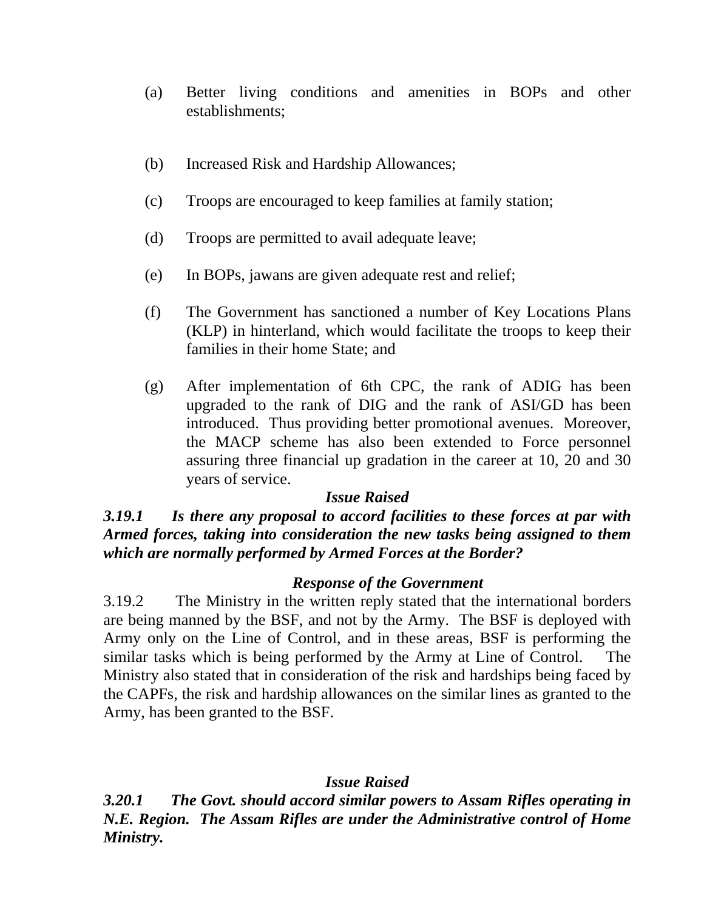(a) Better living conditions and amenities in BOPs and other establishments;

(b) Increased Risk and Hardship Allowances;

(c) Troops are encouraged to keep families at family station;

(d) Troops are permitted to avail adequate leave;

(e) In BOPs, jawans are given adequate rest and relief;

(f) The Government has sanctioned a number of Key Locations Plans (KLP) in hinterland, which would facilitate the troops to keep their families in their home State; and

(g) After implementation of 6th CPC, the rank of ADIG has been upgraded to the rank of DIG and the rank of ASI/GD has been introduced. Thus providing better promotional avenues. Moreover, the MACP scheme has also been extended to Force personnel assuring three financial up gradation in the career at 10, 20 and 30 years of service.

***Issue Raised***

***3.19.1 Is there any proposal to accord facilities to these forces at par with Armed forces, taking into consideration the new tasks being assigned to them which are normally performed by Armed Forces at the Border?***

***Response of the Government***

3.19.2 The Ministry in the written reply stated that the international borders are being manned by the BSF, and not by the Army. The BSF is deployed with Army only on the Line of Control, and in these areas, BSF is performing the similar tasks which is being performed by the Army at Line of Control. The Ministry also stated that in consideration of the risk and hardships being faced by the CAPFs, the risk and hardship allowances on the similar lines as granted to the Army, has been granted to the BSF.

***Issue Raised***

***3.20.1 The Govt. should accord similar powers to Assam Rifles operating in N.E. Region. The Assam Rifles are under the Administrative control of Home Ministry.***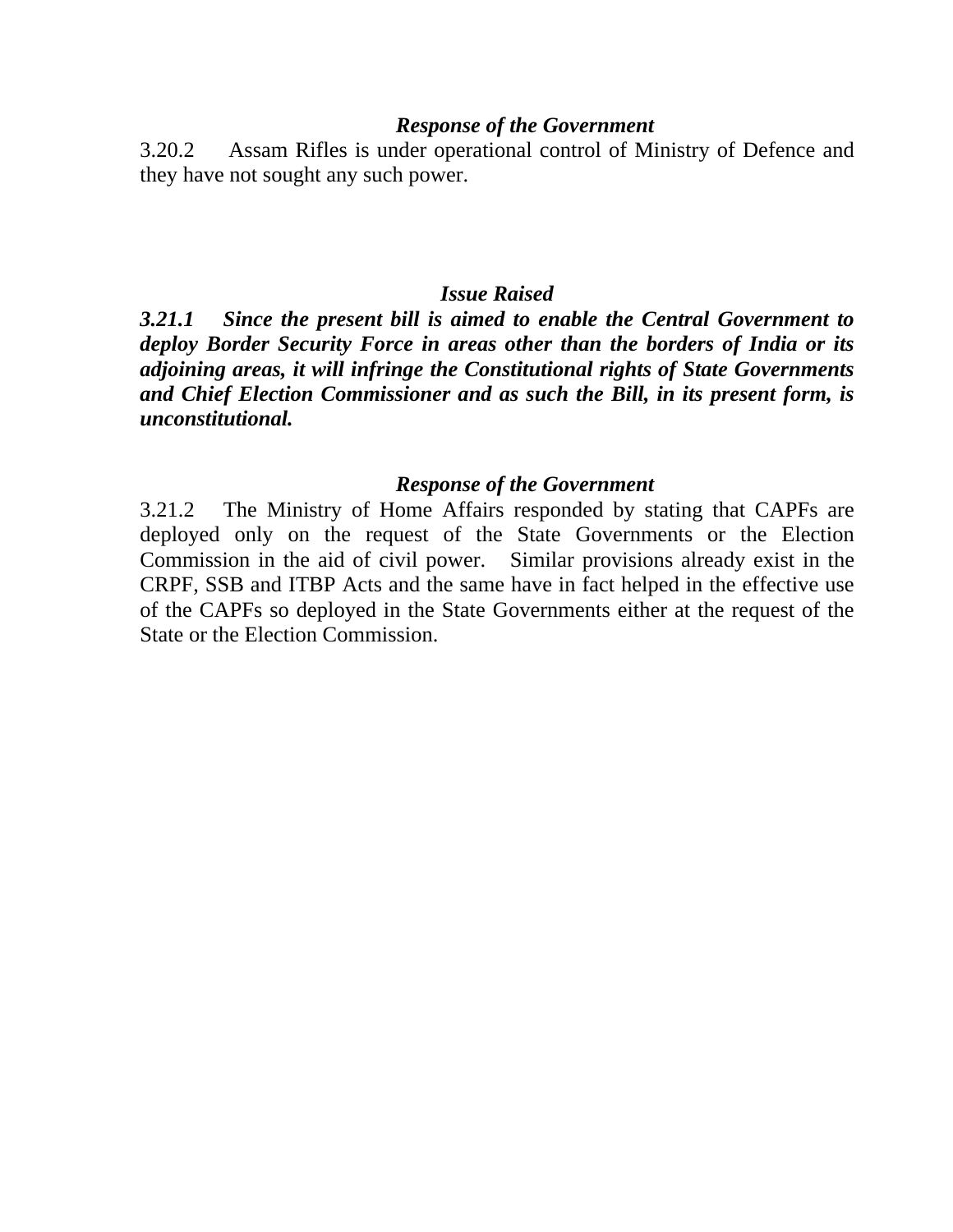***Response of the Government***

3.20.2 Assam Rifles is under operational control of Ministry of Defence and they have not sought any such power.

***Issue Raised***

***3.21.1 Since the present bill is aimed to enable the Central Government to deploy Border Security Force in areas other than the borders of India or its adjoining areas, it will infringe the Constitutional rights of State Governments and Chief Election Commissioner and as such the Bill, in its present form, is unconstitutional.***

***Response of the Government***

3.21.2 The Ministry of Home Affairs responded by stating that CAPFs are deployed only on the request of the State Governments or the Election Commission in the aid of civil power. Similar provisions already exist in the CRPF, SSB and ITBP Acts and the same have in fact helped in the effective use of the CAPFs so deployed in the State Governments either at the request of the State or the Election Commission.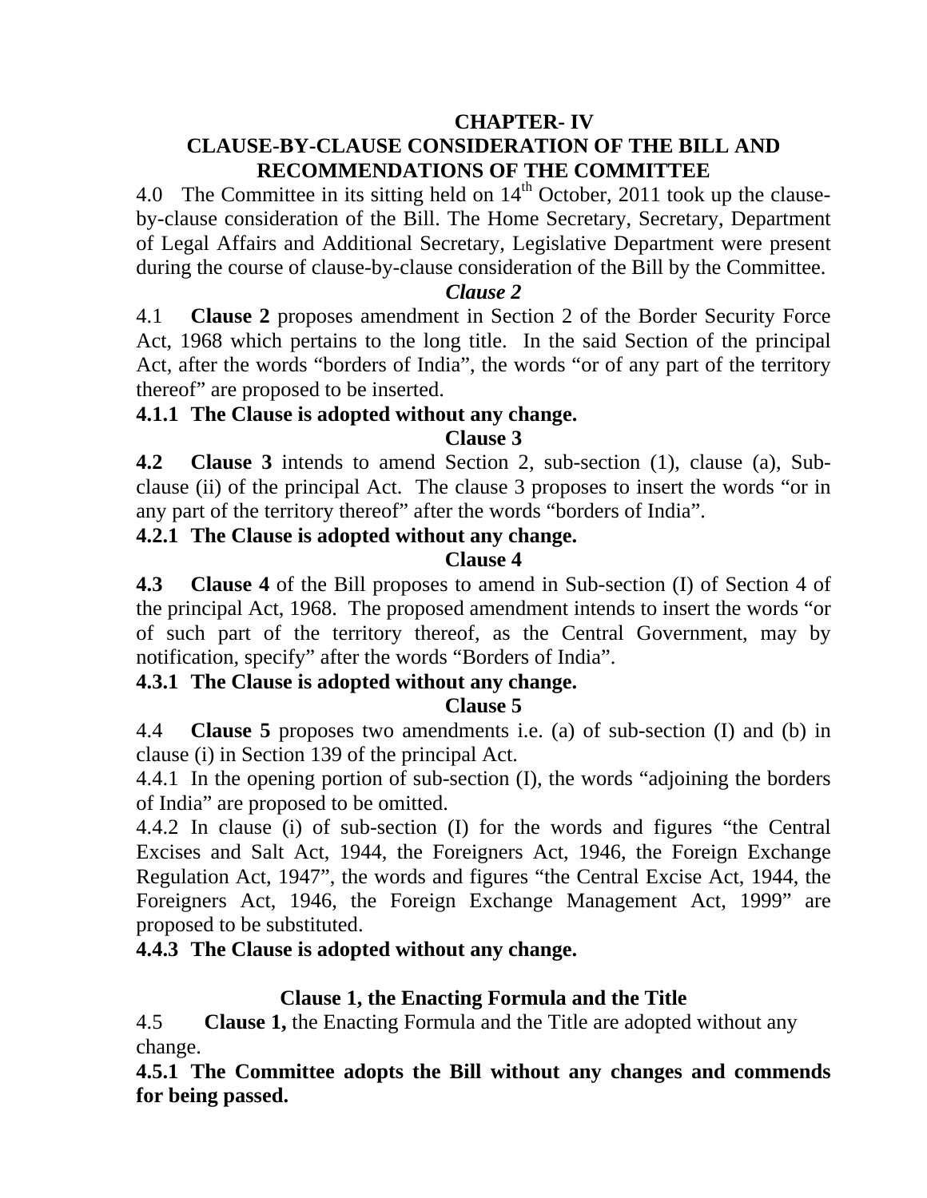# CHAPTER- IV

## CLAUSE-BY-CLAUSE CONSIDERATION OF THE BILL AND RECOMMENDATIONS OF THE COMMITTEE

4.0 The Committee in its sitting held on 14th October, 2011 took up the clause-by-clause consideration of the Bill. The Home Secretary, Secretary, Department of Legal Affairs and Additional Secretary, Legislative Department were present during the course of clause-by-clause consideration of the Bill by the Committee.

### *Clause 2*

4.1 **Clause 2** proposes amendment in Section 2 of the Border Security Force Act, 1968 which pertains to the long title. In the said Section of the principal Act, after the words "borders of India", the words "or of any part of the territory thereof" are proposed to be inserted.

**4.1.1 The Clause is adopted without any change.**

### Clause 3

**4.2** **Clause 3** intends to amend Section 2, sub-section (1), clause (a), Sub-clause (ii) of the principal Act. The clause 3 proposes to insert the words "or in any part of the territory thereof" after the words "borders of India".

**4.2.1 The Clause is adopted without any change.**

### Clause 4

**4.3** **Clause 4** of the Bill proposes to amend in Sub-section (I) of Section 4 of the principal Act, 1968. The proposed amendment intends to insert the words "or of such part of the territory thereof, as the Central Government, may by notification, specify" after the words "Borders of India".

**4.3.1 The Clause is adopted without any change.**

### Clause 5

4.4 **Clause 5** proposes two amendments i.e. (a) of sub-section (I) and (b) in clause (i) in Section 139 of the principal Act.

4.4.1 In the opening portion of sub-section (I), the words "adjoining the borders of India" are proposed to be omitted.

4.4.2 In clause (i) of sub-section (I) for the words and figures "the Central Excises and Salt Act, 1944, the Foreigners Act, 1946, the Foreign Exchange Regulation Act, 1947", the words and figures "the Central Excise Act, 1944, the Foreigners Act, 1946, the Foreign Exchange Management Act, 1999" are proposed to be substituted.

**4.4.3 The Clause is adopted without any change.**

### Clause 1, the Enacting Formula and the Title

4.5 **Clause 1,** the Enacting Formula and the Title are adopted without any change.

**4.5.1 The Committee adopts the Bill without any changes and commends for being passed.**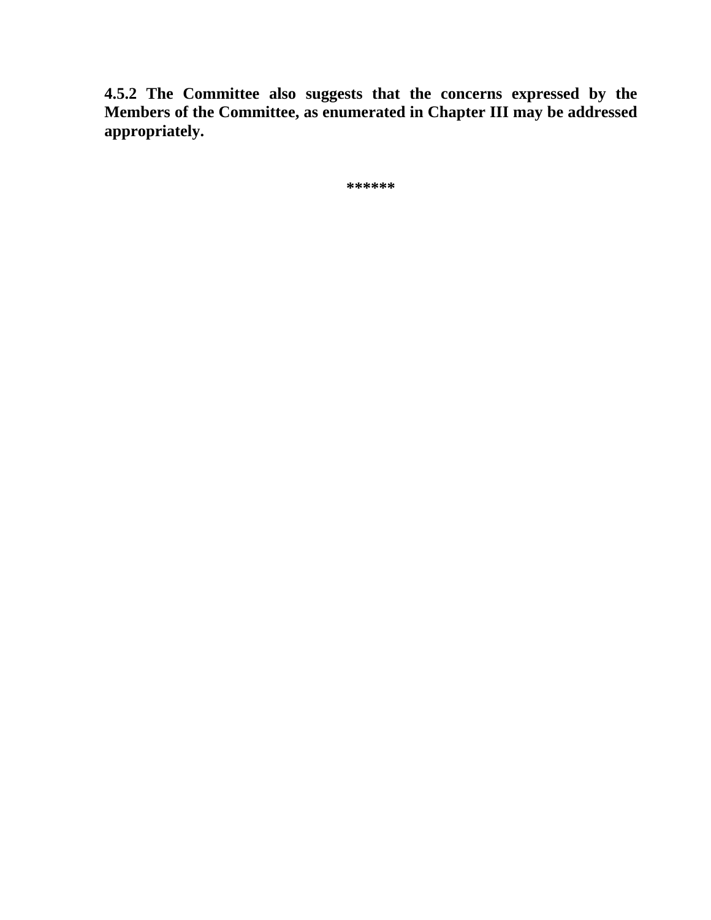**4.5.2 The Committee also suggests that the concerns expressed by the Members of the Committee, as enumerated in Chapter III may be addressed appropriately.**

******